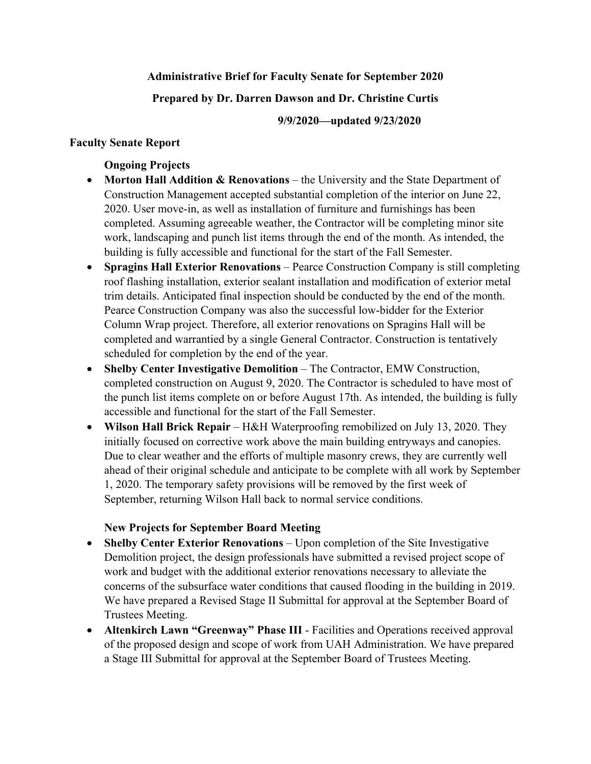**Administrative Brief for Faculty Senate for September 2020**

**Prepared by Dr. Darren Dawson and Dr. Christine Curtis**

**9/9/2020—updated 9/23/2020**

## Faculty Senate Report

### Ongoing Projects

- **Morton Hall Addition & Renovations** – the University and the State Department of Construction Management accepted substantial completion of the interior on June 22, 2020. User move-in, as well as installation of furniture and furnishings has been completed. Assuming agreeable weather, the Contractor will be completing minor site work, landscaping and punch list items through the end of the month. As intended, the building is fully accessible and functional for the start of the Fall Semester.
- **Spragins Hall Exterior Renovations** – Pearce Construction Company is still completing roof flashing installation, exterior sealant installation and modification of exterior metal trim details. Anticipated final inspection should be conducted by the end of the month. Pearce Construction Company was also the successful low-bidder for the Exterior Column Wrap project. Therefore, all exterior renovations on Spragins Hall will be completed and warrantied by a single General Contractor. Construction is tentatively scheduled for completion by the end of the year.
- **Shelby Center Investigative Demolition** – The Contractor, EMW Construction, completed construction on August 9, 2020. The Contractor is scheduled to have most of the punch list items complete on or before August 17th. As intended, the building is fully accessible and functional for the start of the Fall Semester.
- **Wilson Hall Brick Repair** – H&H Waterproofing remobilized on July 13, 2020. They initially focused on corrective work above the main building entryways and canopies. Due to clear weather and the efforts of multiple masonry crews, they are currently well ahead of their original schedule and anticipate to be complete with all work by September 1, 2020. The temporary safety provisions will be removed by the first week of September, returning Wilson Hall back to normal service conditions.

### New Projects for September Board Meeting

- **Shelby Center Exterior Renovations** – Upon completion of the Site Investigative Demolition project, the design professionals have submitted a revised project scope of work and budget with the additional exterior renovations necessary to alleviate the concerns of the subsurface water conditions that caused flooding in the building in 2019. We have prepared a Revised Stage II Submittal for approval at the September Board of Trustees Meeting.
- **Altenkirch Lawn "Greenway" Phase III** - Facilities and Operations received approval of the proposed design and scope of work from UAH Administration. We have prepared a Stage III Submittal for approval at the September Board of Trustees Meeting.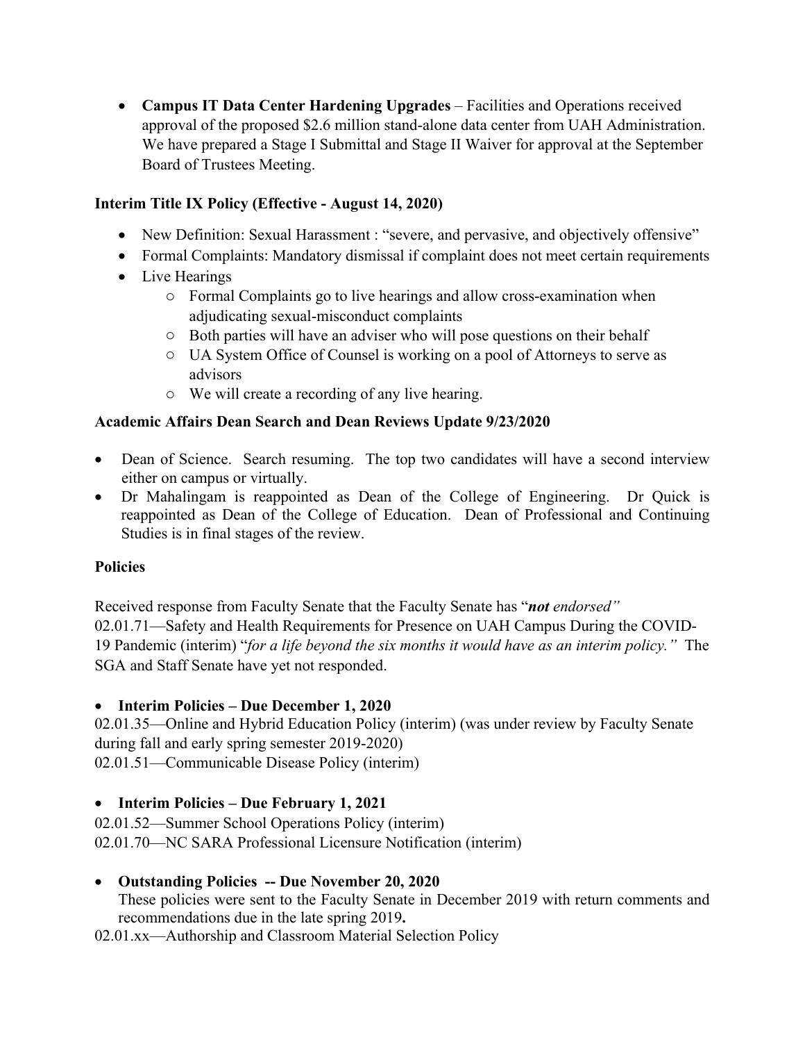- **Campus IT Data Center Hardening Upgrades** – Facilities and Operations received approval of the proposed $2.6 million stand-alone data center from UAH Administration. We have prepared a Stage I Submittal and Stage II Waiver for approval at the September Board of Trustees Meeting.

**Interim Title IX Policy (Effective - August 14, 2020)**

- New Definition: Sexual Harassment : "severe, and pervasive, and objectively offensive"
- Formal Complaints: Mandatory dismissal if complaint does not meet certain requirements
- Live Hearings
    - Formal Complaints go to live hearings and allow cross-examination when adjudicating sexual-misconduct complaints
    - Both parties will have an adviser who will pose questions on their behalf
    - UA System Office of Counsel is working on a pool of Attorneys to serve as advisors
    - We will create a recording of any live hearing.

**Academic Affairs Dean Search and Dean Reviews Update 9/23/2020**

- Dean of Science. Search resuming. The top two candidates will have a second interview either on campus or virtually.
- Dr Mahalingam is reappointed as Dean of the College of Engineering. Dr Quick is reappointed as Dean of the College of Education. Dean of Professional and Continuing Studies is in final stages of the review.

**Policies**

Received response from Faculty Senate that the Faculty Senate has "***not** endorsed"* 02.01.71—Safety and Health Requirements for Presence on UAH Campus During the COVID-19 Pandemic (interim) "*for a life beyond the six months it would have as an interim policy."* The SGA and Staff Senate have yet not responded.

- **Interim Policies – Due December 1, 2020**

02.01.35—Online and Hybrid Education Policy (interim) (was under review by Faculty Senate during fall and early spring semester 2019-2020)
02.01.51—Communicable Disease Policy (interim)

- **Interim Policies – Due February 1, 2021**

02.01.52—Summer School Operations Policy (interim)
02.01.70—NC SARA Professional Licensure Notification (interim)

- **Outstanding Policies -- Due November 20, 2020**
  These policies were sent to the Faculty Senate in December 2019 with return comments and recommendations due in the late spring 2019**.**

02.01.xx—Authorship and Classroom Material Selection Policy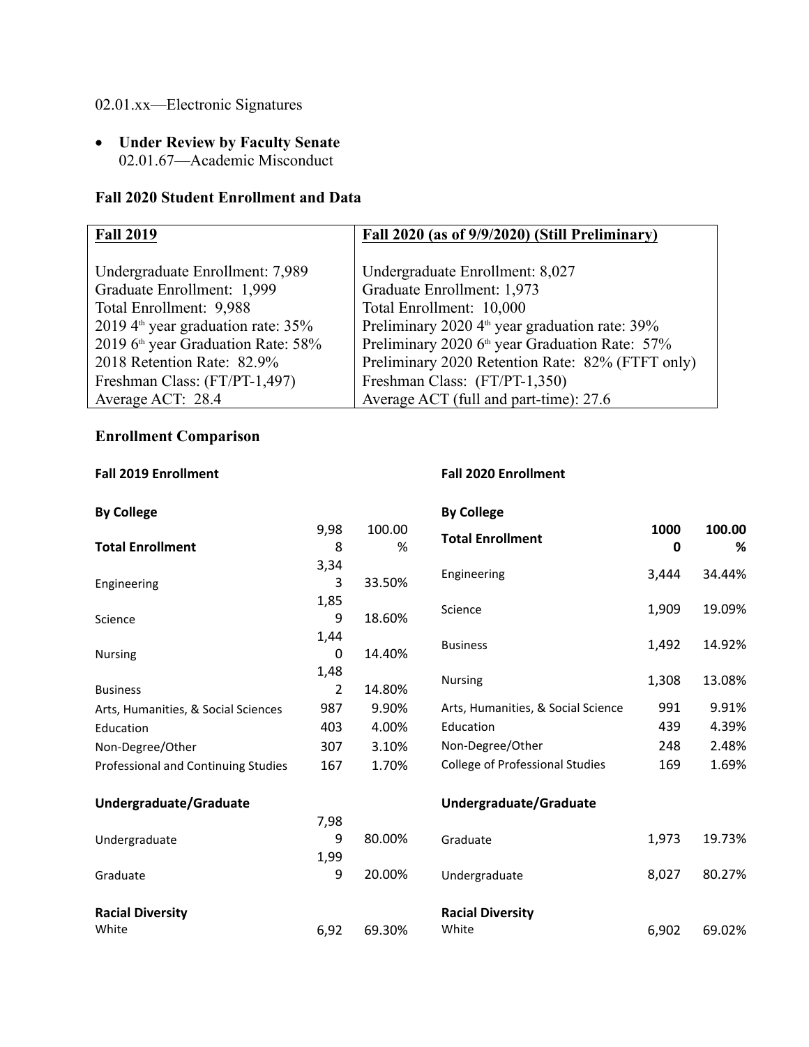02.01.xx—Electronic Signatures

- **Under Review by Faculty Senate**
  02.01.67—Academic Misconduct

### Fall 2020 Student Enrollment and Data

| Fall 2019 | Fall 2020 (as of 9/9/2020) (Still Preliminary) |
|---|---|
| Undergraduate Enrollment: 7,989 | Undergraduate Enrollment: 8,027 |
| Graduate Enrollment: 1,999 | Graduate Enrollment: 1,973 |
| Total Enrollment: 9,988 | Total Enrollment: 10,000 |
| 2019 4th year graduation rate: 35% | Preliminary 2020 4th year graduation rate: 39% |
| 2019 6th year Graduation Rate: 58% | Preliminary 2020 6th year Graduation Rate: 57% |
| 2018 Retention Rate: 82.9% | Preliminary 2020 Retention Rate: 82% (FTFT only) |
| Freshman Class: (FT/PT-1,497) | Freshman Class: (FT/PT-1,350) |
| Average ACT: 28.4 | Average ACT (full and part-time): 27.6 |

### Enrollment Comparison

**Fall 2019 Enrollment**

| **By College** | | |
|---|---|---|
| **Total Enrollment** | 9,988 | 100.00% |
| Engineering | 3,343 | 33.50% |
| Science | 1,859 | 18.60% |
| Nursing | 1,440 | 14.40% |
| Business | 1,482 | 14.80% |
| Arts, Humanities, & Social Sciences | 987 | 9.90% |
| Education | 403 | 4.00% |
| Non-Degree/Other | 307 | 3.10% |
| Professional and Continuing Studies | 167 | 1.70% |
| **Undergraduate/Graduate** | | |
| Undergraduate | 7,989 | 80.00% |
| Graduate | 1,999 | 20.00% |
| **Racial Diversity** | | |
| White | 6,92 | 69.30% |

**Fall 2020 Enrollment**

| **By College** | | |
|---|---|---|
| **Total Enrollment** | **10000** | **100.00%** |
| Engineering | 3,444 | 34.44% |
| Science | 1,909 | 19.09% |
| Business | 1,492 | 14.92% |
| Nursing | 1,308 | 13.08% |
| Arts, Humanities, & Social Science | 991 | 9.91% |
| Education | 439 | 4.39% |
| Non-Degree/Other | 248 | 2.48% |
| College of Professional Studies | 169 | 1.69% |
| **Undergraduate/Graduate** | | |
| Graduate | 1,973 | 19.73% |
| Undergraduate | 8,027 | 80.27% |
| **Racial Diversity** | | |
| White | 6,902 | 69.02% |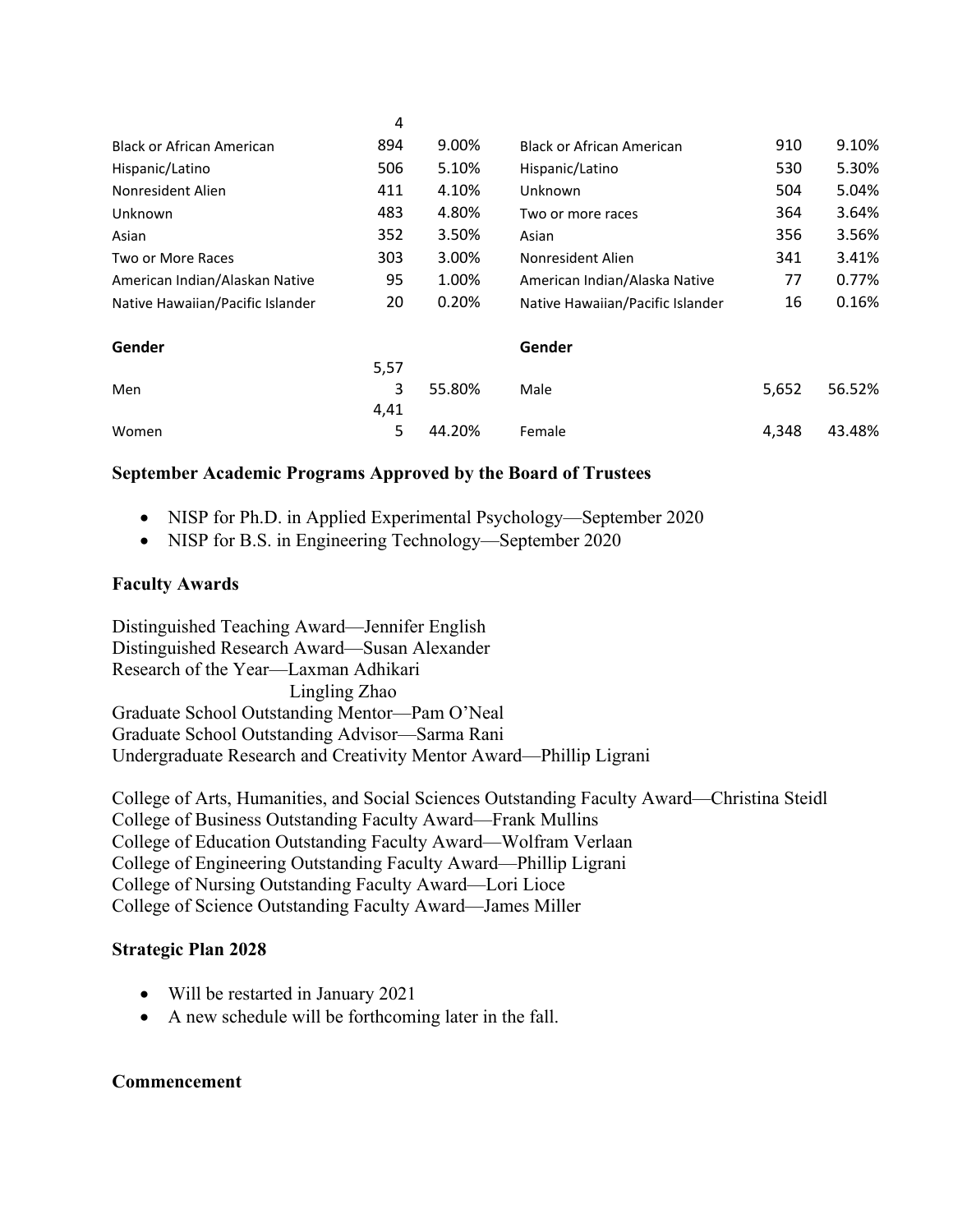| | | | | | |
|---|---|---|---|---|---|
| | 4 | | | | |
| Black or African American | 894 | 9.00% | Black or African American | 910 | 9.10% |
| Hispanic/Latino | 506 | 5.10% | Hispanic/Latino | 530 | 5.30% |
| Nonresident Alien | 411 | 4.10% | Unknown | 504 | 5.04% |
| Unknown | 483 | 4.80% | Two or more races | 364 | 3.64% |
| Asian | 352 | 3.50% | Asian | 356 | 3.56% |
| Two or More Races | 303 | 3.00% | Nonresident Alien | 341 | 3.41% |
| American Indian/Alaskan Native | 95 | 1.00% | American Indian/Alaska Native | 77 | 0.77% |
| Native Hawaiian/Pacific Islander | 20 | 0.20% | Native Hawaiian/Pacific Islander | 16 | 0.16% |
| **Gender** | | | **Gender** | | |
| Men | 5,573 | 55.80% | Male | 5,652 | 56.52% |
| Women | 4,415 | 44.20% | Female | 4,348 | 43.48% |

### September Academic Programs Approved by the Board of Trustees

- NISP for Ph.D. in Applied Experimental Psychology—September 2020
- NISP for B.S. in Engineering Technology—September 2020

### Faculty Awards

Distinguished Teaching Award—Jennifer English
Distinguished Research Award—Susan Alexander
Research of the Year—Laxman Adhikari
Lingling Zhao
Graduate School Outstanding Mentor—Pam O'Neal
Graduate School Outstanding Advisor—Sarma Rani
Undergraduate Research and Creativity Mentor Award—Phillip Ligrani

College of Arts, Humanities, and Social Sciences Outstanding Faculty Award—Christina Steidl
College of Business Outstanding Faculty Award—Frank Mullins
College of Education Outstanding Faculty Award—Wolfram Verlaan
College of Engineering Outstanding Faculty Award—Phillip Ligrani
College of Nursing Outstanding Faculty Award—Lori Lioce
College of Science Outstanding Faculty Award—James Miller

### Strategic Plan 2028

- Will be restarted in January 2021
- A new schedule will be forthcoming later in the fall.

### Commencement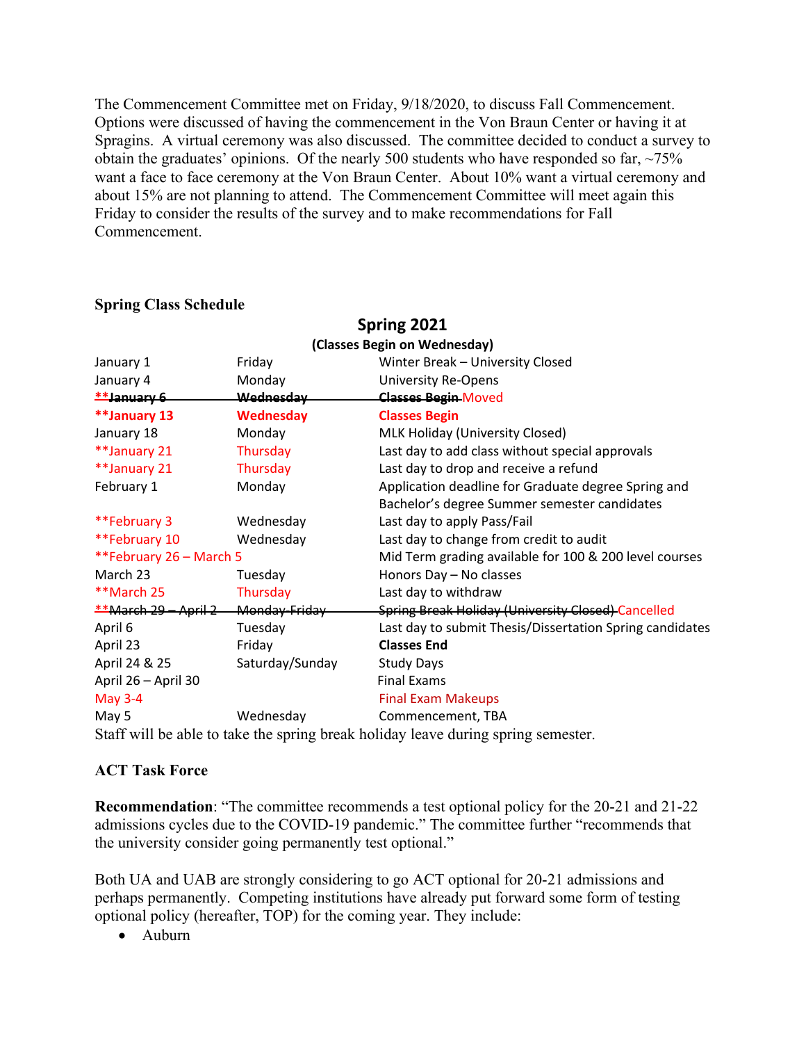The Commencement Committee met on Friday, 9/18/2020, to discuss Fall Commencement. Options were discussed of having the commencement in the Von Braun Center or having it at Spragins. A virtual ceremony was also discussed. The committee decided to conduct a survey to obtain the graduates' opinions. Of the nearly 500 students who have responded so far, ~75% want a face to face ceremony at the Von Braun Center. About 10% want a virtual ceremony and about 15% are not planning to attend. The Commencement Committee will meet again this Friday to consider the results of the survey and to make recommendations for Fall Commencement.

**Spring Class Schedule**

## Spring 2021

**(Classes Begin on Wednesday)**

| | | |
|---|---|---|
| January 1 | Friday | Winter Break – University Closed |
| January 4 | Monday | University Re-Opens |
| ~~**January 6~~ | ~~Wednesday~~ | ~~Classes Begin~~ Moved |
| **\*\*January 13** | **Wednesday** | **Classes Begin** |
| January 18 | Monday | MLK Holiday (University Closed) |
| **January 21 | Thursday | Last day to add class without special approvals |
| **January 21 | Thursday | Last day to drop and receive a refund |
| February 1 | Monday | Application deadline for Graduate degree Spring and Bachelor's degree Summer semester candidates |
| **February 3 | Wednesday | Last day to apply Pass/Fail |
| **February 10 | Wednesday | Last day to change from credit to audit |
| **February 26 – March 5 | | Mid Term grading available for 100 & 200 level courses |
| March 23 | Tuesday | Honors Day – No classes |
| **March 25 | Thursday | Last day to withdraw |
| ~~**March 29 – April 2~~ | ~~Monday-Friday~~ | ~~Spring Break Holiday (University Closed)~~ Cancelled |
| April 6 | Tuesday | Last day to submit Thesis/Dissertation Spring candidates |
| April 23 | Friday | **Classes End** |
| April 24 & 25 | Saturday/Sunday | Study Days |
| April 26 – April 30 | | Final Exams |
| May 3-4 | | Final Exam Makeups |
| May 5 | Wednesday | Commencement, TBA |

Staff will be able to take the spring break holiday leave during spring semester.

**ACT Task Force**

**Recommendation**: "The committee recommends a test optional policy for the 20-21 and 21-22 admissions cycles due to the COVID-19 pandemic." The committee further "recommends that the university consider going permanently test optional."

Both UA and UAB are strongly considering to go ACT optional for 20-21 admissions and perhaps permanently. Competing institutions have already put forward some form of testing optional policy (hereafter, TOP) for the coming year. They include:

- Auburn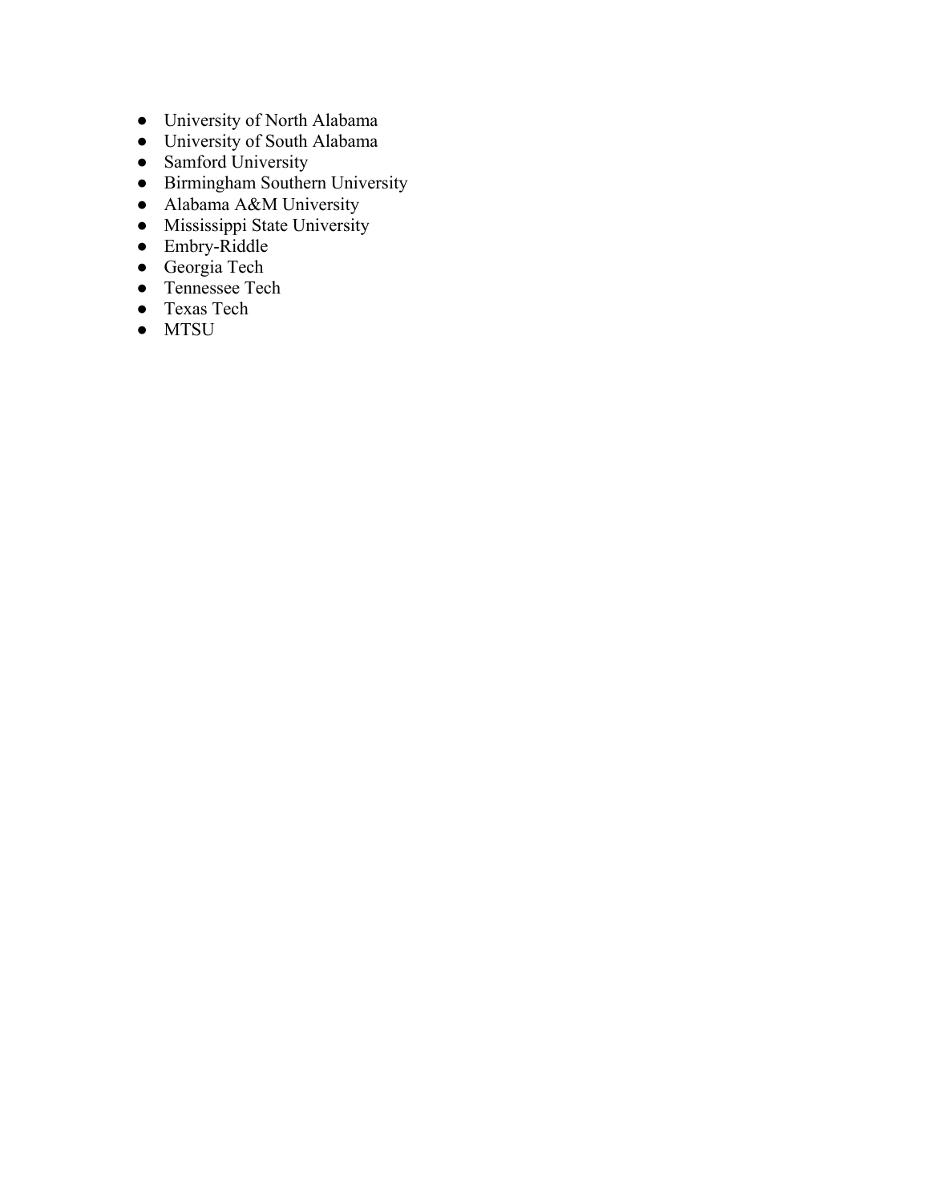- University of North Alabama
- University of South Alabama
- Samford University
- Birmingham Southern University
- Alabama A&M University
- Mississippi State University
- Embry-Riddle
- Georgia Tech
- Tennessee Tech
- Texas Tech
- MTSU